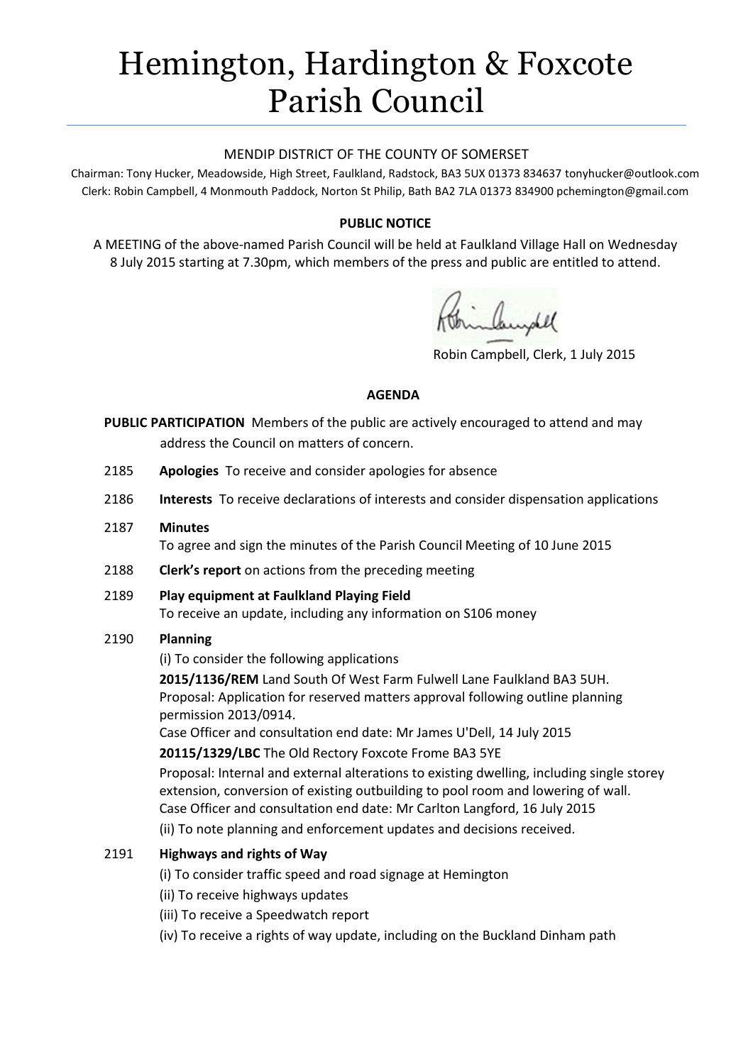# Hemington, Hardington & Foxcote Parish Council

MENDIP DISTRICT OF THE COUNTY OF SOMERSET

Chairman: Tony Hucker, Meadowside, High Street, Faulkland, Radstock, BA3 5UX 01373 834637 tonyhucker@outlook.com
Clerk: Robin Campbell, 4 Monmouth Paddock, Norton St Philip, Bath BA2 7LA 01373 834900 pchemington@gmail.com

**PUBLIC NOTICE**

A MEETING of the above-named Parish Council will be held at Faulkland Village Hall on Wednesday 8 July 2015 starting at 7.30pm, which members of the press and public are entitled to attend.

Robin Campbell, Clerk, 1 July 2015

**AGENDA**

**PUBLIC PARTICIPATION** Members of the public are actively encouraged to attend and may address the Council on matters of concern.

2185 **Apologies** To receive and consider apologies for absence

2186 **Interests** To receive declarations of interests and consider dispensation applications

2187 **Minutes**
To agree and sign the minutes of the Parish Council Meeting of 10 June 2015

2188 **Clerk's report** on actions from the preceding meeting

2189 **Play equipment at Faulkland Playing Field**
To receive an update, including any information on S106 money

2190 **Planning**

(i) To consider the following applications

**2015/1136/REM** Land South Of West Farm Fulwell Lane Faulkland BA3 5UH.
Proposal: Application for reserved matters approval following outline planning permission 2013/0914.
Case Officer and consultation end date: Mr James U'Dell, 14 July 2015

**20115/1329/LBC** The Old Rectory Foxcote Frome BA3 5YE
Proposal: Internal and external alterations to existing dwelling, including single storey extension, conversion of existing outbuilding to pool room and lowering of wall.
Case Officer and consultation end date: Mr Carlton Langford, 16 July 2015

(ii) To note planning and enforcement updates and decisions received.

2191 **Highways and rights of Way**

(i) To consider traffic speed and road signage at Hemington

(ii) To receive highways updates

(iii) To receive a Speedwatch report

(iv) To receive a rights of way update, including on the Buckland Dinham path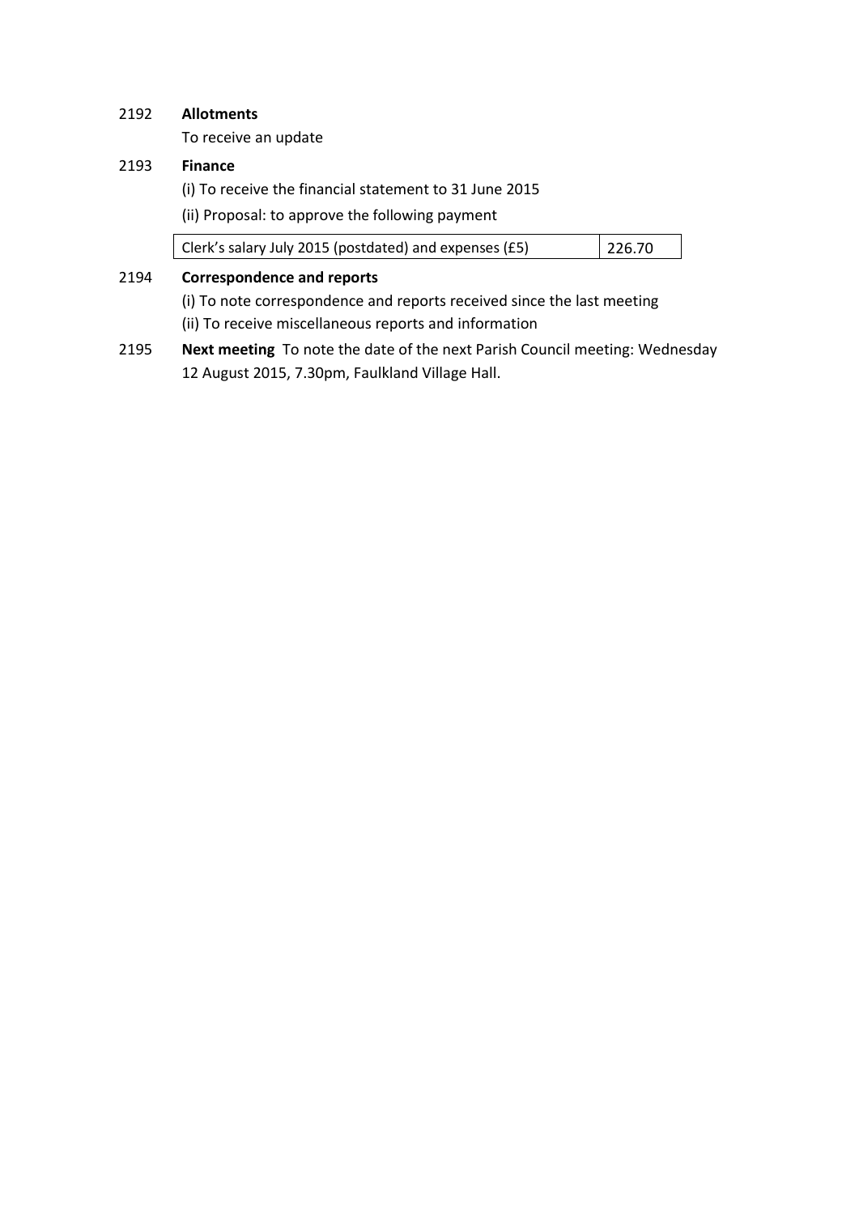2192 **Allotments**

To receive an update

2193 **Finance**

(i) To receive the financial statement to 31 June 2015

(ii) Proposal: to approve the following payment

| | |
|---|---|
| Clerk's salary July 2015 (postdated) and expenses (£5) | 226.70 |

2194 **Correspondence and reports**

(i) To note correspondence and reports received since the last meeting

(ii) To receive miscellaneous reports and information

2195 **Next meeting** To note the date of the next Parish Council meeting: Wednesday 12 August 2015, 7.30pm, Faulkland Village Hall.